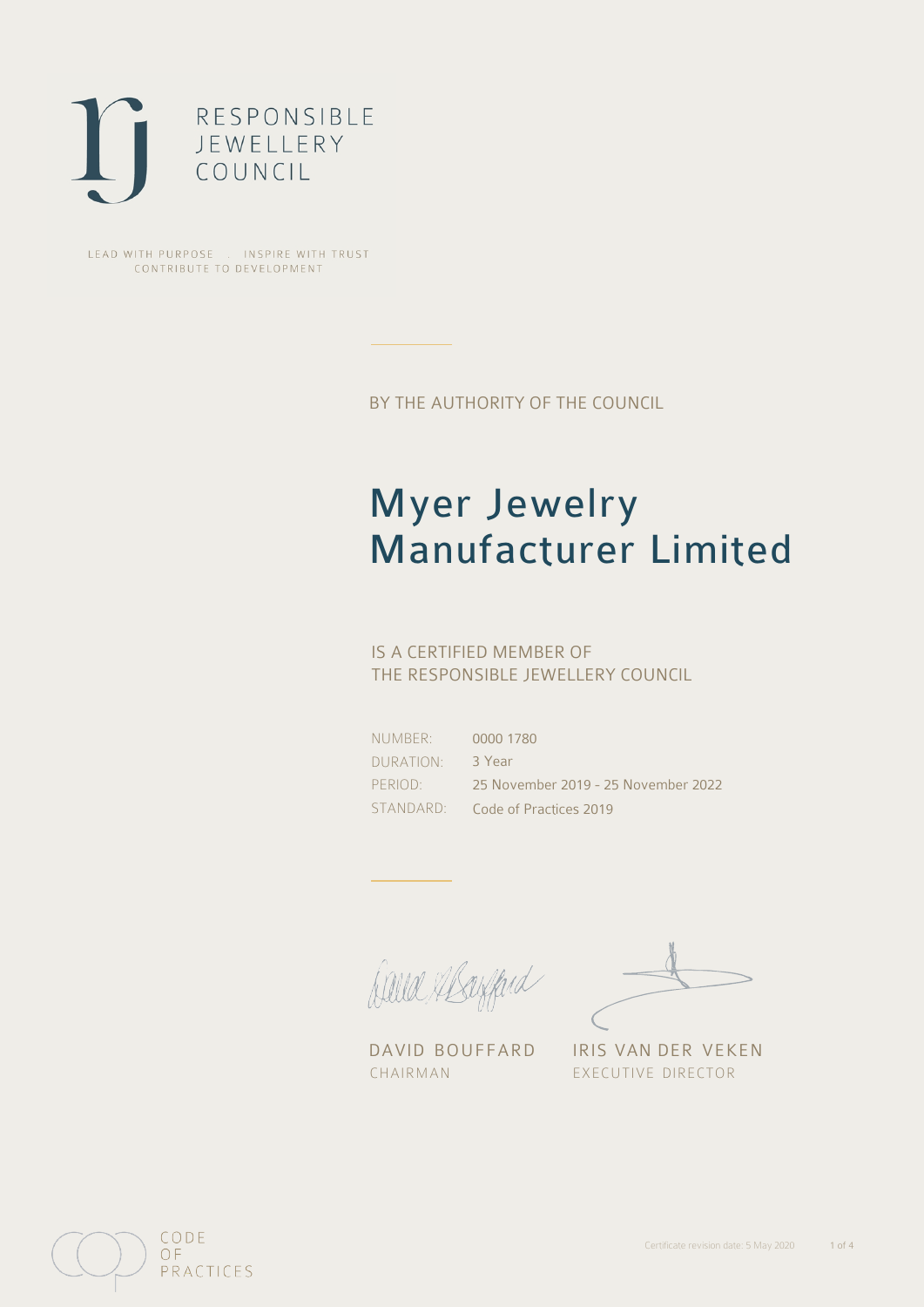RESPONSIBLE
JEWELLERY
COUNCIL

LEAD WITH PURPOSE . INSPIRE WITH TRUST
CONTRIBUTE TO DEVELOPMENT

BY THE AUTHORITY OF THE COUNCIL

# Myer Jewelry Manufacturer Limited

IS A CERTIFIED MEMBER OF
THE RESPONSIBLE JEWELLERY COUNCIL

| | |
|---|---|
| NUMBER: | 0000 1780 |
| DURATION: | 3 Year |
| PERIOD: | 25 November 2019 - 25 November 2022 |
| STANDARD: | Code of Practices 2019 |

DAVID BOUFFARD
CHAIRMAN

IRIS VAN DER VEKEN
EXECUTIVE DIRECTOR

CODE
OF
PRACTICES

Certificate revision date: 5 May 2020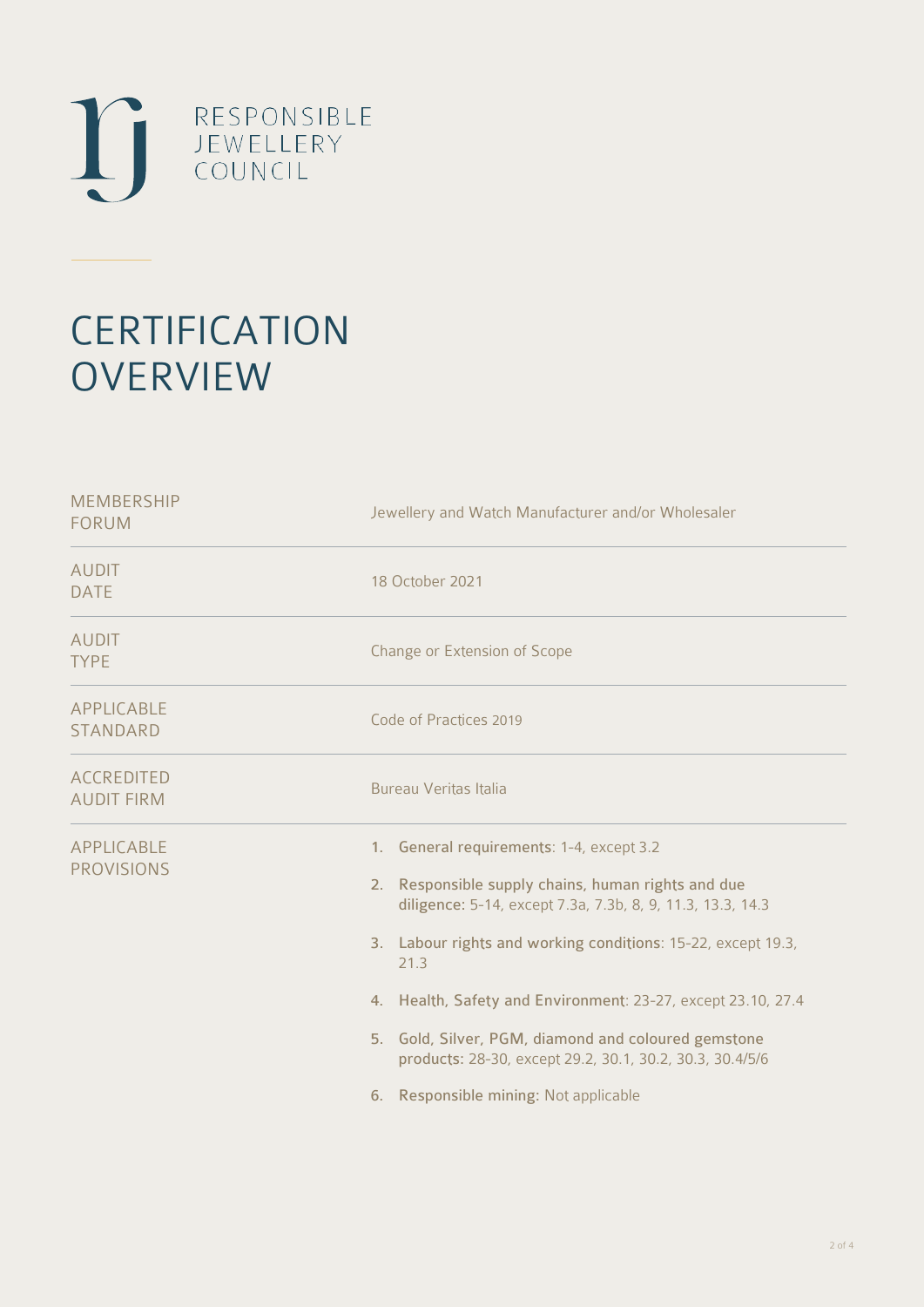RESPONSIBLE
JEWELLERY
COUNCIL

# CERTIFICATION OVERVIEW

| | |
|---|---|
| MEMBERSHIP FORUM | Jewellery and Watch Manufacturer and/or Wholesaler |
| AUDIT DATE | 18 October 2021 |
| AUDIT TYPE | Change or Extension of Scope |
| APPLICABLE STANDARD | Code of Practices 2019 |
| ACCREDITED AUDIT FIRM | Bureau Veritas Italia |
| APPLICABLE PROVISIONS | 1. **General requirements**: 1-4, except 3.2<br>2. **Responsible supply chains, human rights and due diligence**: 5-14, except 7.3a, 7.3b, 8, 9, 11.3, 13.3, 14.3<br>3. **Labour rights and working conditions**: 15-22, except 19.3, 21.3<br>4. **Health, Safety and Environment**: 23-27, except 23.10, 27.4<br>5. **Gold, Silver, PGM, diamond and coloured gemstone products**: 28-30, except 29.2, 30.1, 30.2, 30.3, 30.4/5/6<br>6. **Responsible mining**: Not applicable |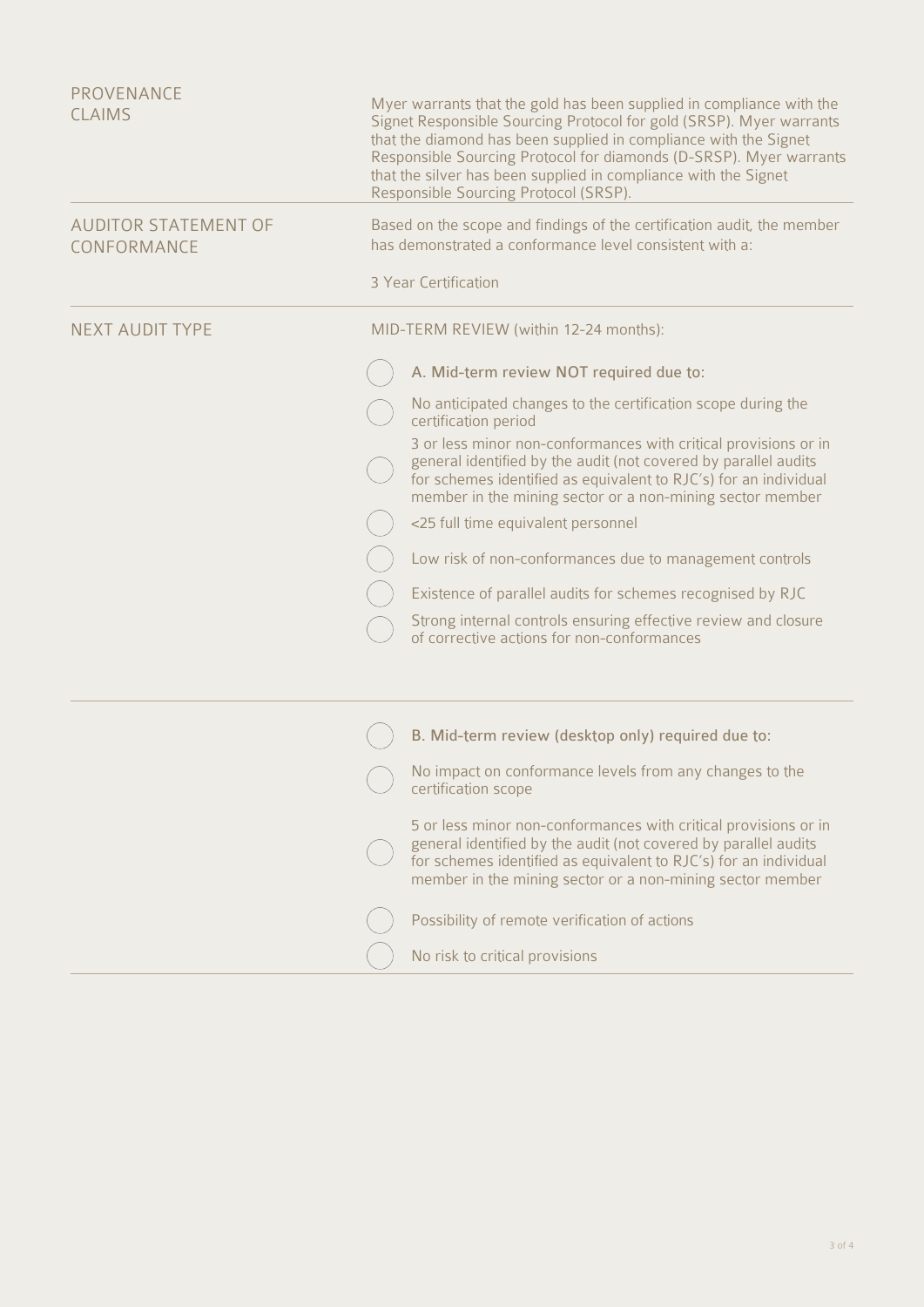| | |
|---|---|
| PROVENANCE CLAIMS | Myer warrants that the gold has been supplied in compliance with the Signet Responsible Sourcing Protocol for gold (SRSP). Myer warrants that the diamond has been supplied in compliance with the Signet Responsible Sourcing Protocol for diamonds (D-SRSP). Myer warrants that the silver has been supplied in compliance with the Signet Responsible Sourcing Protocol (SRSP). |
| AUDITOR STATEMENT OF CONFORMANCE | Based on the scope and findings of the certification audit, the member has demonstrated a conformance level consistent with a:<br><br>3 Year Certification |
| NEXT AUDIT TYPE | MID-TERM REVIEW (within 12-24 months): |

- ◯ A. Mid-term review NOT required due to:
- ◯ No anticipated changes to the certification scope during the certification period
- ◯ 3 or less minor non-conformances with critical provisions or in general identified by the audit (not covered by parallel audits for schemes identified as equivalent to RJC's) for an individual member in the mining sector or a non-mining sector member
- ◯ <25 full time equivalent personnel
- ◯ Low risk of non-conformances due to management controls
- ◯ Existence of parallel audits for schemes recognised by RJC
- ◯ Strong internal controls ensuring effective review and closure of corrective actions for non-conformances

---

- ◯ B. Mid-term review (desktop only) required due to:
- ◯ No impact on conformance levels from any changes to the certification scope
- ◯ 5 or less minor non-conformances with critical provisions or in general identified by the audit (not covered by parallel audits for schemes identified as equivalent to RJC's) for an individual member in the mining sector or a non-mining sector member
- ◯ Possibility of remote verification of actions
- ◯ No risk to critical provisions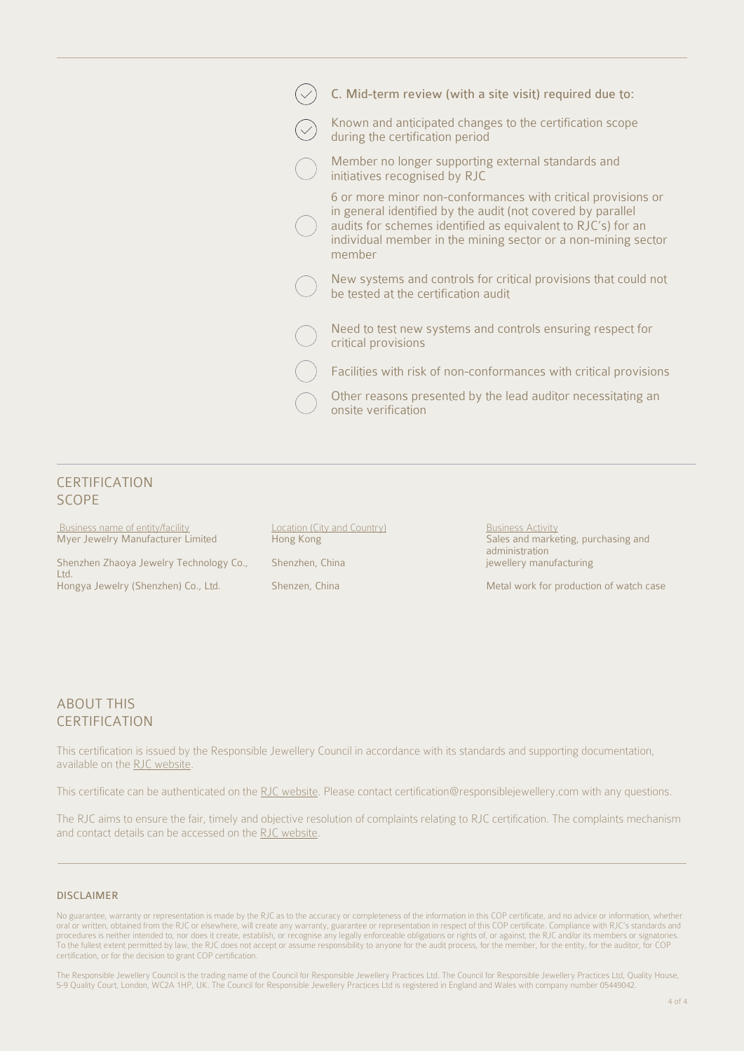- [x] C. Mid-term review (with a site visit) required due to:
- [x] Known and anticipated changes to the certification scope during the certification period
- [ ] Member no longer supporting external standards and initiatives recognised by RJC
- [ ] 6 or more minor non-conformances with critical provisions or in general identified by the audit (not covered by parallel audits for schemes identified as equivalent to RJC's) for an individual member in the mining sector or a non-mining sector member
- [ ] New systems and controls for critical provisions that could not be tested at the certification audit
- [ ] Need to test new systems and controls ensuring respect for critical provisions
- [ ] Facilities with risk of non-conformances with critical provisions
- [ ] Other reasons presented by the lead auditor necessitating an onsite verification

## CERTIFICATION SCOPE

| Business name of entity/facility | Location (City and Country) | Business Activity |
|---|---|---|
| Myer Jewelry Manufacturer Limited | Hong Kong | Sales and marketing, purchasing and administration |
| Shenzhen Zhaoya Jewelry Technology Co., Ltd. | Shenzhen, China | jewellery manufacturing |
| Hongya Jewelry (Shenzhen) Co., Ltd. | Shenzen, China | Metal work for production of watch case |

## ABOUT THIS CERTIFICATION

This certification is issued by the Responsible Jewellery Council in accordance with its standards and supporting documentation, available on the RJC website.

This certificate can be authenticated on the RJC website. Please contact certification@responsiblejewellery.com with any questions.

The RJC aims to ensure the fair, timely and objective resolution of complaints relating to RJC certification. The complaints mechanism and contact details can be accessed on the RJC website.

#### DISCLAIMER

No guarantee, warranty or representation is made by the RJC as to the accuracy or completeness of the information in this COP certificate, and no advice or information, whether oral or written, obtained from the RJC or elsewhere, will create any warranty, guarantee or representation in respect of this COP certificate. Compliance with RJC's standards and procedures is neither intended to, nor does it create, establish, or recognise any legally enforceable obligations or rights of, or against, the RJC and/or its members or signatories. To the fullest extent permitted by law, the RJC does not accept or assume responsibility to anyone for the audit process, for the member, for the entity, for the auditor, for COP certification, or for the decision to grant COP certification.

The Responsible Jewellery Council is the trading name of the Council for Responsible Jewellery Practices Ltd. The Council for Responsible Jewellery Practices Ltd, Quality House, 5-9 Quality Court, London, WC2A 1HP, UK. The Council for Responsible Jewellery Practices Ltd is registered in England and Wales with company number 05449042.